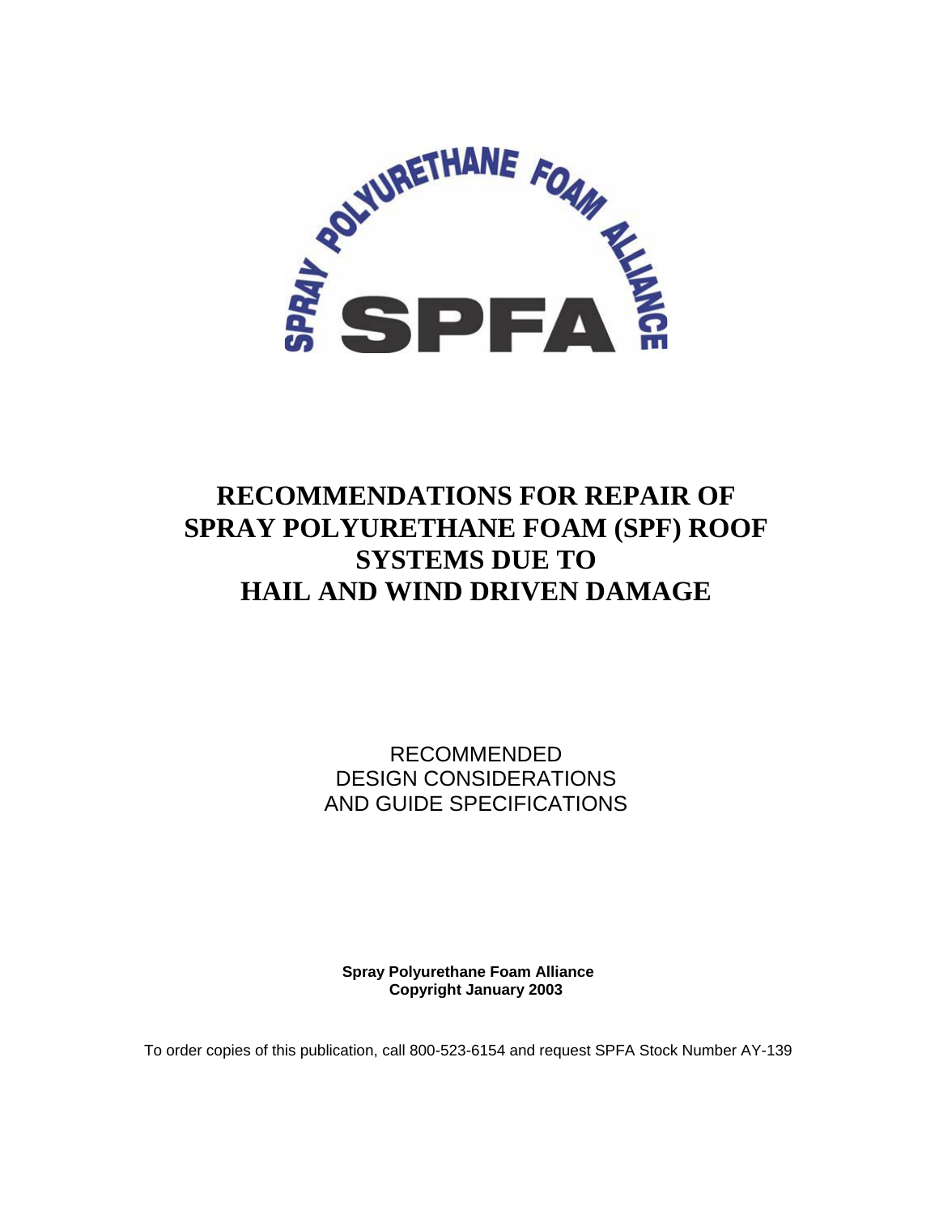# RECOMMENDATIONS FOR REPAIR OF SPRAY POLYURETHANE FOAM (SPF) ROOF SYSTEMS DUE TO HAIL AND WIND DRIVEN DAMAGE

RECOMMENDED
DESIGN CONSIDERATIONS
AND GUIDE SPECIFICATIONS

**Spray Polyurethane Foam Alliance**
**Copyright January 2003**

To order copies of this publication, call 800-523-6154 and request SPFA Stock Number AY-139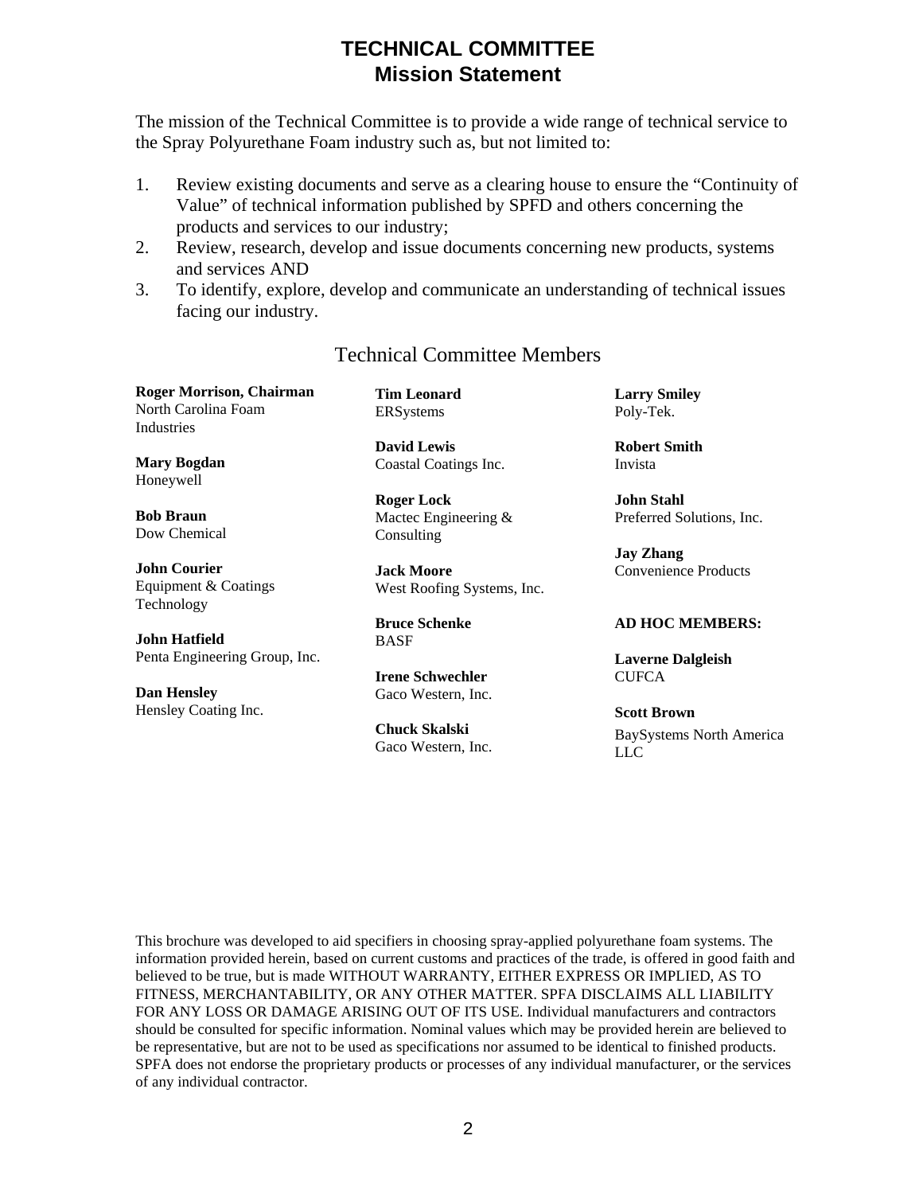# TECHNICAL COMMITTEE
## Mission Statement

The mission of the Technical Committee is to provide a wide range of technical service to the Spray Polyurethane Foam industry such as, but not limited to:

1. Review existing documents and serve as a clearing house to ensure the "Continuity of Value" of technical information published by SPFD and others concerning the products and services to our industry;
2. Review, research, develop and issue documents concerning new products, systems and services AND
3. To identify, explore, develop and communicate an understanding of technical issues facing our industry.

## Technical Committee Members

**Roger Morrison, Chairman**
North Carolina Foam Industries

**Mary Bogdan**
Honeywell

**Bob Braun**
Dow Chemical

**John Courier**
Equipment & Coatings Technology

**John Hatfield**
Penta Engineering Group, Inc.

**Dan Hensley**
Hensley Coating Inc.

**Tim Leonard**
ERSystems

**David Lewis**
Coastal Coatings Inc.

**Roger Lock**
Mactec Engineering & Consulting

**Jack Moore**
West Roofing Systems, Inc.

**Bruce Schenke**
BASF

**Irene Schwechler**
Gaco Western, Inc.

**Chuck Skalski**
Gaco Western, Inc.

**Larry Smiley**
Poly-Tek.

**Robert Smith**
Invista

**John Stahl**
Preferred Solutions, Inc.

**Jay Zhang**
Convenience Products

**AD HOC MEMBERS:**

**Laverne Dalgleish**
CUFCA

**Scott Brown**
BaySystems North America LLC

This brochure was developed to aid specifiers in choosing spray-applied polyurethane foam systems. The information provided herein, based on current customs and practices of the trade, is offered in good faith and believed to be true, but is made WITHOUT WARRANTY, EITHER EXPRESS OR IMPLIED, AS TO FITNESS, MERCHANTABILITY, OR ANY OTHER MATTER. SPFA DISCLAIMS ALL LIABILITY FOR ANY LOSS OR DAMAGE ARISING OUT OF ITS USE. Individual manufacturers and contractors should be consulted for specific information. Nominal values which may be provided herein are believed to be representative, but are not to be used as specifications nor assumed to be identical to finished products. SPFA does not endorse the proprietary products or processes of any individual manufacturer, or the services of any individual contractor.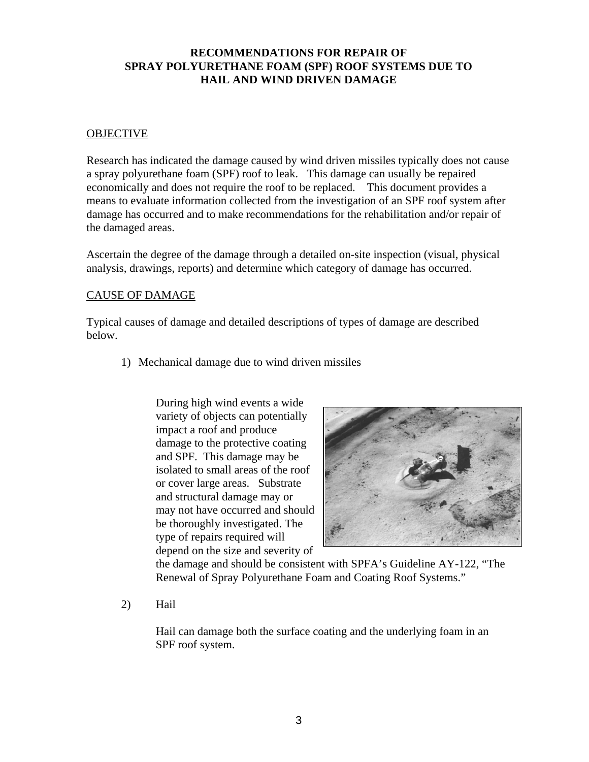# RECOMMENDATIONS FOR REPAIR OF SPRAY POLYURETHANE FOAM (SPF) ROOF SYSTEMS DUE TO HAIL AND WIND DRIVEN DAMAGE

## OBJECTIVE

Research has indicated the damage caused by wind driven missiles typically does not cause a spray polyurethane foam (SPF) roof to leak. This damage can usually be repaired economically and does not require the roof to be replaced. This document provides a means to evaluate information collected from the investigation of an SPF roof system after damage has occurred and to make recommendations for the rehabilitation and/or repair of the damaged areas.

Ascertain the degree of the damage through a detailed on-site inspection (visual, physical analysis, drawings, reports) and determine which category of damage has occurred.

## CAUSE OF DAMAGE

Typical causes of damage and detailed descriptions of types of damage are described below.

1) Mechanical damage due to wind driven missiles

   During high wind events a wide variety of objects can potentially impact a roof and produce damage to the protective coating and SPF. This damage may be isolated to small areas of the roof or cover large areas. Substrate and structural damage may or may not have occurred and should be thoroughly investigated. The type of repairs required will depend on the size and severity of the damage and should be consistent with SPFA's Guideline AY-122, "The Renewal of Spray Polyurethane Foam and Coating Roof Systems."

2) Hail

   Hail can damage both the surface coating and the underlying foam in an SPF roof system.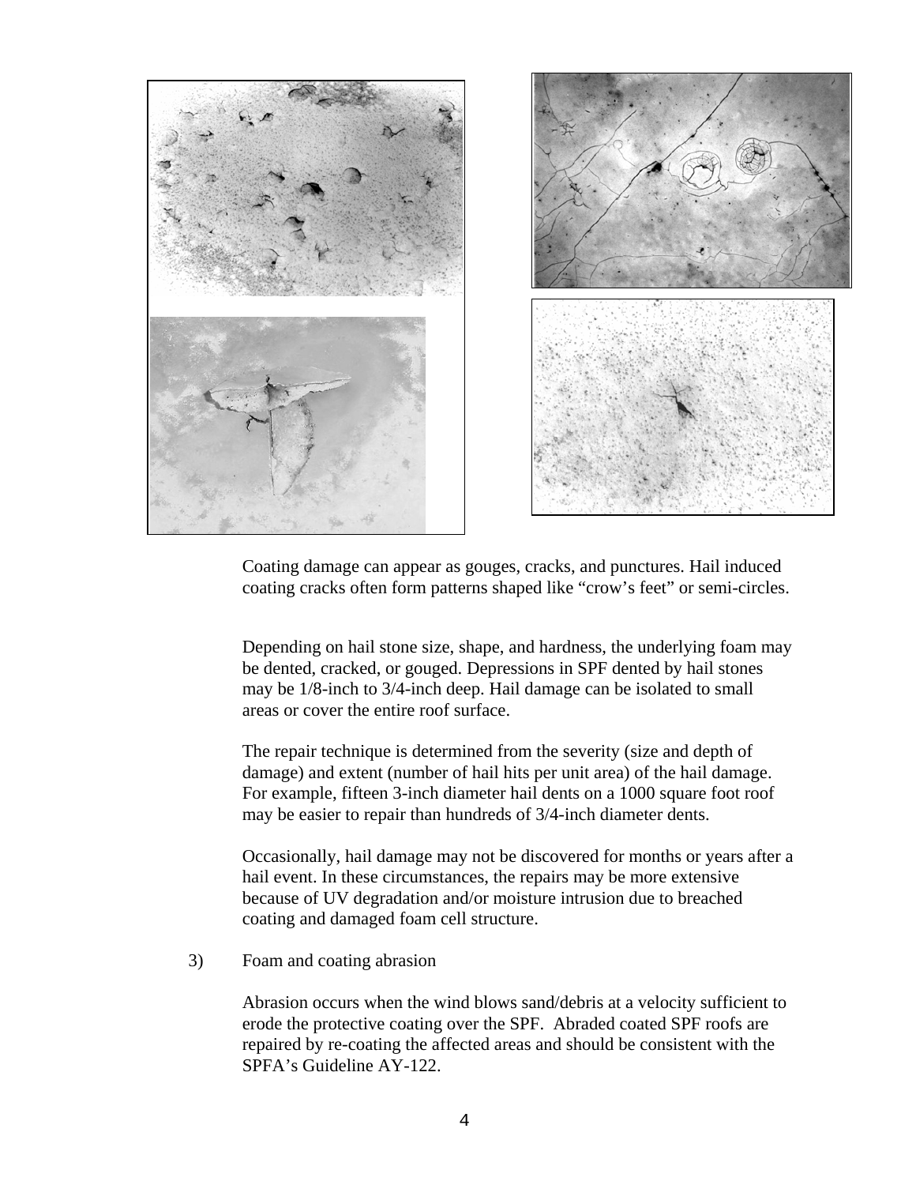Coating damage can appear as gouges, cracks, and punctures. Hail induced coating cracks often form patterns shaped like "crow's feet" or semi-circles.

Depending on hail stone size, shape, and hardness, the underlying foam may be dented, cracked, or gouged. Depressions in SPF dented by hail stones may be 1/8-inch to 3/4-inch deep. Hail damage can be isolated to small areas or cover the entire roof surface.

The repair technique is determined from the severity (size and depth of damage) and extent (number of hail hits per unit area) of the hail damage. For example, fifteen 3-inch diameter hail dents on a 1000 square foot roof may be easier to repair than hundreds of 3/4-inch diameter dents.

Occasionally, hail damage may not be discovered for months or years after a hail event. In these circumstances, the repairs may be more extensive because of UV degradation and/or moisture intrusion due to breached coating and damaged foam cell structure.

3) Foam and coating abrasion

Abrasion occurs when the wind blows sand/debris at a velocity sufficient to erode the protective coating over the SPF. Abraded coated SPF roofs are repaired by re-coating the affected areas and should be consistent with the SPFA's Guideline AY-122.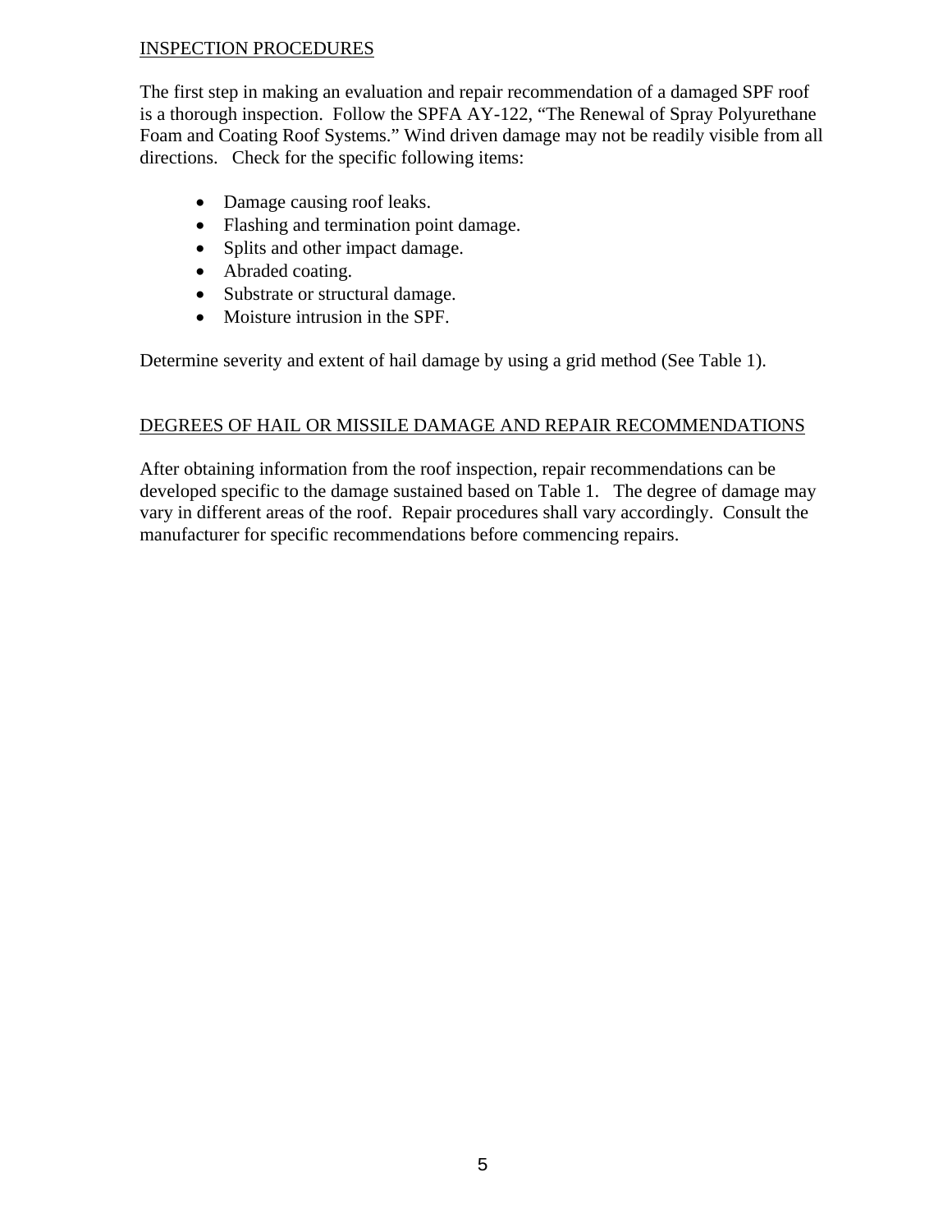## INSPECTION PROCEDURES

The first step in making an evaluation and repair recommendation of a damaged SPF roof is a thorough inspection. Follow the SPFA AY-122, "The Renewal of Spray Polyurethane Foam and Coating Roof Systems." Wind driven damage may not be readily visible from all directions. Check for the specific following items:

- Damage causing roof leaks.
- Flashing and termination point damage.
- Splits and other impact damage.
- Abraded coating.
- Substrate or structural damage.
- Moisture intrusion in the SPF.

Determine severity and extent of hail damage by using a grid method (See Table 1).

## DEGREES OF HAIL OR MISSILE DAMAGE AND REPAIR RECOMMENDATIONS

After obtaining information from the roof inspection, repair recommendations can be developed specific to the damage sustained based on Table 1. The degree of damage may vary in different areas of the roof. Repair procedures shall vary accordingly. Consult the manufacturer for specific recommendations before commencing repairs.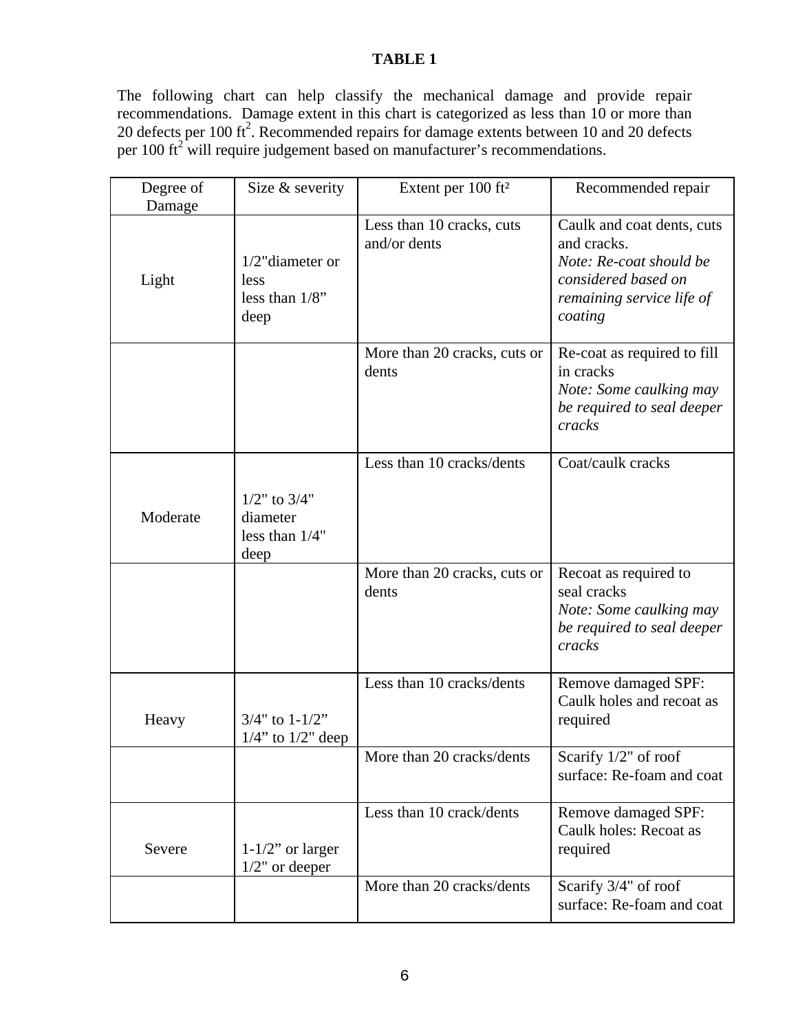**TABLE 1**

The following chart can help classify the mechanical damage and provide repair recommendations. Damage extent in this chart is categorized as less than 10 or more than 20 defects per 100 ft$^2$. Recommended repairs for damage extents between 10 and 20 defects per 100 ft$^2$ will require judgement based on manufacturer's recommendations.

| Degree of Damage | Size & severity | Extent per 100 ft² | Recommended repair |
|---|---|---|---|
| Light | 1/2"diameter or less<br>less than 1/8" deep | Less than 10 cracks, cuts and/or dents | Caulk and coat dents, cuts and cracks.<br>*Note: Re-coat should be considered based on remaining service life of coating* |
| | | More than 20 cracks, cuts or dents | Re-coat as required to fill in cracks<br>*Note: Some caulking may be required to seal deeper cracks* |
| Moderate | 1/2" to 3/4" diameter<br>less than 1/4" deep | Less than 10 cracks/dents | Coat/caulk cracks |
| | | More than 20 cracks, cuts or dents | Recoat as required to seal cracks<br>*Note: Some caulking may be required to seal deeper cracks* |
| Heavy | 3/4" to 1-1/2"<br>1/4" to 1/2" deep | Less than 10 cracks/dents | Remove damaged SPF: Caulk holes and recoat as required |
| | | More than 20 cracks/dents | Scarify 1/2" of roof surface: Re-foam and coat |
| Severe | 1-1/2" or larger<br>1/2" or deeper | Less than 10 crack/dents | Remove damaged SPF: Caulk holes: Recoat as required |
| | | More than 20 cracks/dents | Scarify 3/4" of roof surface: Re-foam and coat |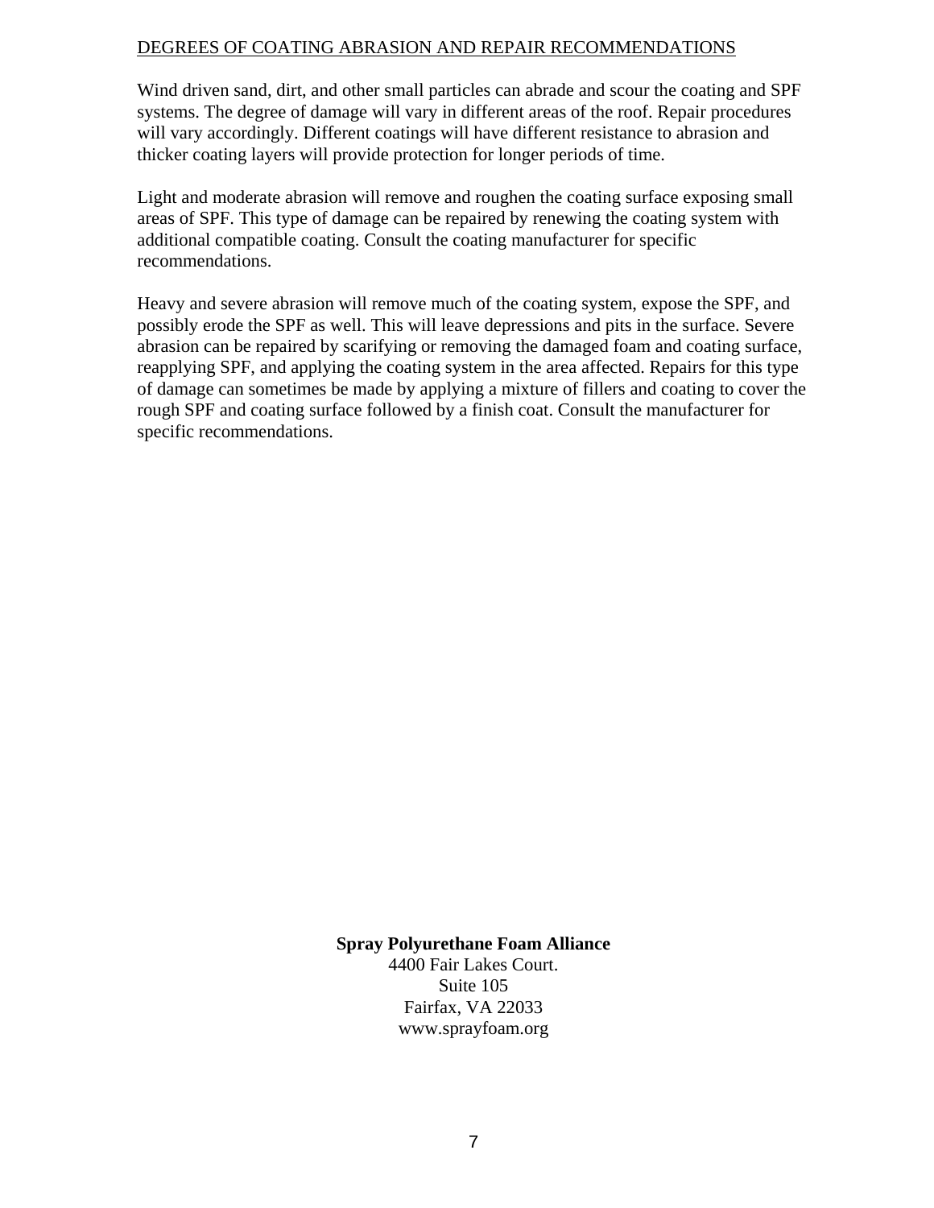## DEGREES OF COATING ABRASION AND REPAIR RECOMMENDATIONS

Wind driven sand, dirt, and other small particles can abrade and scour the coating and SPF systems. The degree of damage will vary in different areas of the roof. Repair procedures will vary accordingly. Different coatings will have different resistance to abrasion and thicker coating layers will provide protection for longer periods of time.

Light and moderate abrasion will remove and roughen the coating surface exposing small areas of SPF. This type of damage can be repaired by renewing the coating system with additional compatible coating. Consult the coating manufacturer for specific recommendations.

Heavy and severe abrasion will remove much of the coating system, expose the SPF, and possibly erode the SPF as well. This will leave depressions and pits in the surface. Severe abrasion can be repaired by scarifying or removing the damaged foam and coating surface, reapplying SPF, and applying the coating system in the area affected. Repairs for this type of damage can sometimes be made by applying a mixture of fillers and coating to cover the rough SPF and coating surface followed by a finish coat. Consult the manufacturer for specific recommendations.

**Spray Polyurethane Foam Alliance**
4400 Fair Lakes Court.
Suite 105
Fairfax, VA 22033
www.sprayfoam.org